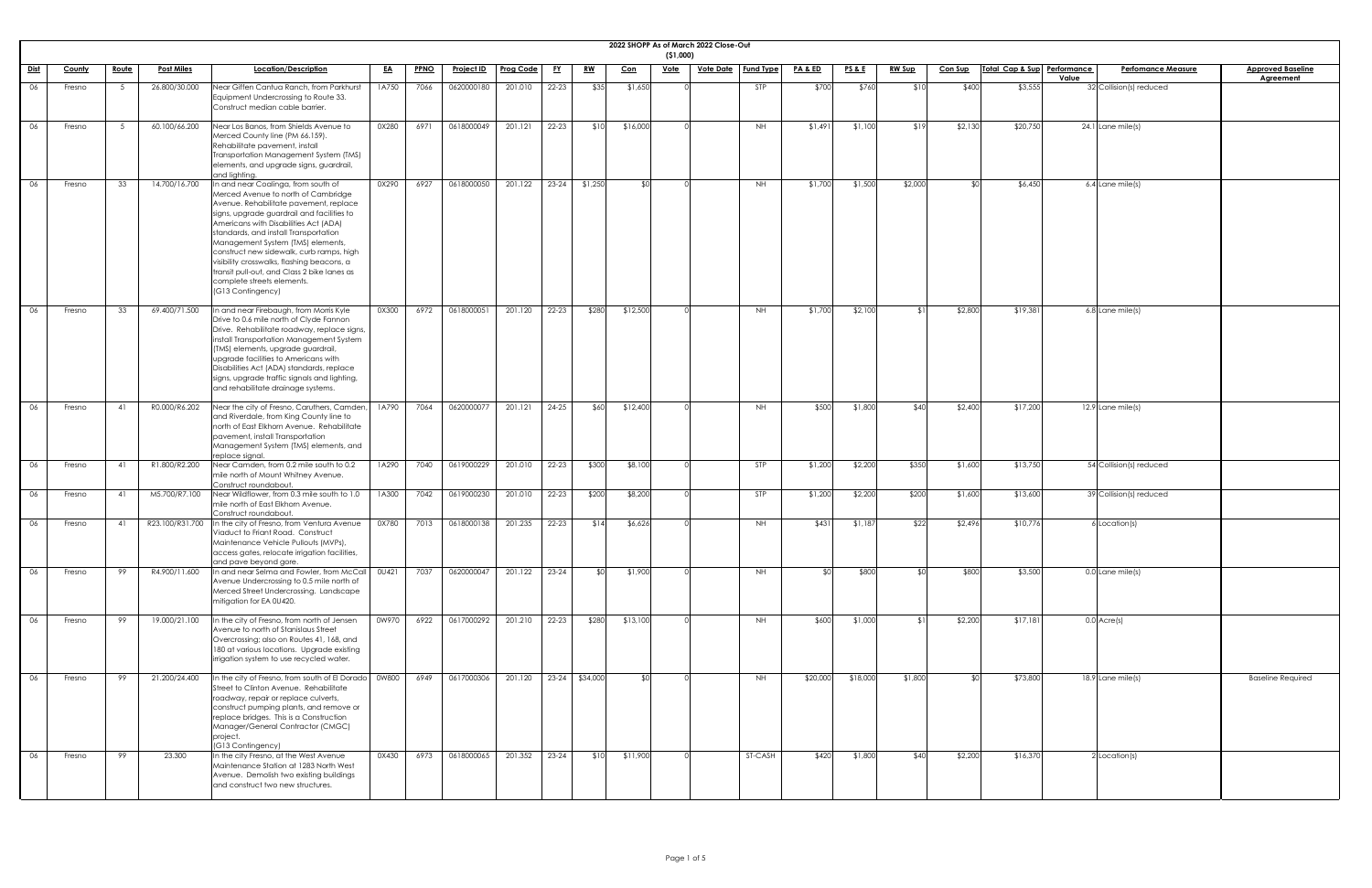# 2022 SHOPP As of March 2022 Close-Out

($1,000)

| Dist | County | Route | Post Miles | Location/Description | EA | PPNO | Project ID | Prog Code | FY | RW | Con | Vote | Vote Date | Fund Type | PA & ED | PS & E | RW Sup | Con Sup | Total Cap & Sup | Performance Value | Perfomance Measure | Approved Baseline Agreement |
|---|---|---|---|---|---|---|---|---|---|---|---|---|---|---|---|---|---|---|---|---|---|---|
| 06 | Fresno | 5 | 26.800/30.000 | Near Giffen Cantua Ranch, from Parkhurst Equipment Undercrossing to Route 33. Construct median cable barrier. | 1A750 | 7066 | 0620000180 | 201.010 | 22-23 | $35 | $1,650 | 0 | | STP | $700 | $760 | $10 | $400 | $3,555 | 32 | Collision(s) reduced | |
| 06 | Fresno | 5 | 60.100/66.200 | Near Los Banos, from Shields Avenue to Merced County line (PM 66.159). Rehabilitate pavement, install Transportation Management System (TMS) elements, and upgrade signs, guardrail, and lighting. | 0X280 | 6971 | 0618000049 | 201.121 | 22-23 | $10 | $16,000 | 0 | | NH | $1,491 | $1,100 | $19 | $2,130 | $20,750 | 24.1 | Lane mile(s) | |
| 06 | Fresno | 33 | 14.700/16.700 | In and near Coalinga, from south of Merced Avenue to north of Cambridge Avenue. Rehabilitate pavement, replace signs, upgrade guardrail and facilities to Americans with Disabilities Act (ADA) standards, and install Transportation Management System (TMS) elements, construct new sidewalk, curb ramps, high visibility crosswalks, flashing beacons, a transit pull-out, and Class 2 bike lanes as complete streets elements. (G13 Contingency) | 0X290 | 6927 | 0618000050 | 201.122 | 23-24 | $1,250 | $0 | 0 | | NH | $1,700 | $1,500 | $2,000 | $0 | $6,450 | 6.4 | Lane mile(s) | |
| 06 | Fresno | 33 | 69.400/71.500 | In and near Firebaugh, from Morris Kyle Drive to 0.6 mile north of Clyde Fannon Drive. Rehabilitate roadway, replace signs, install Transportation Management System (TMS) elements, upgrade guardrail, upgrade facilities to Americans with Disabilities Act (ADA) standards, replace signs, upgrade traffic signals and lighting, and rehabilitate drainage systems. | 0X300 | 6972 | 0618000051 | 201.120 | 22-23 | $280 | $12,500 | 0 | | NH | $1,700 | $2,100 | $1 | $2,800 | $19,381 | 6.8 | Lane mile(s) | |
| 06 | Fresno | 41 | R0.000/R6.202 | Near the city of Fresno, Caruthers, Camden, and Riverdale, from King County line to north of East Elkhorn Avenue. Rehabilitate pavement, install Transportation Management System (TMS) elements, and replace signal. | 1A790 | 7064 | 0620000077 | 201.121 | 24-25 | $60 | $12,400 | 0 | | NH | $500 | $1,800 | $40 | $2,400 | $17,200 | 12.9 | Lane mile(s) | |
| 06 | Fresno | 41 | R1.800/R2.200 | Near Camden, from 0.2 mile south to 0.2 mile north of Mount Whitney Avenue. Construct roundabout. | 1A290 | 7040 | 0619000229 | 201.010 | 22-23 | $300 | $8,100 | 0 | | STP | $1,200 | $2,200 | $350 | $1,600 | $13,750 | 54 | Collision(s) reduced | |
| 06 | Fresno | 41 | M5.700/R7.100 | Near Wildflower, from 0.3 mile south to 1.0 mile north of East Elkhorn Avenue. Construct roundabout. | 1A300 | 7042 | 0619000230 | 201.010 | 22-23 | $200 | $8,200 | 0 | | STP | $1,200 | $2,200 | $200 | $1,600 | $13,600 | 39 | Collision(s) reduced | |
| 06 | Fresno | 41 | R23.100/R31.700 | In the city of Fresno, from Ventura Avenue Viaduct to Friant Road. Construct Maintenance Vehicle Pullouts (MVPs), access gates, relocate irrigation facilities, and pave beyond gore. | 0X780 | 7013 | 0618000138 | 201.235 | 22-23 | $14 | $6,626 | 0 | | NH | $431 | $1,187 | $22 | $2,496 | $10,776 | 6 | Location(s) | |
| 06 | Fresno | 99 | R4.900/11.600 | In and near Selma and Fowler, from McCall Avenue Undercrossing to 0.5 mile north of Merced Street Undercrossing. Landscape mitigation for EA 0U420. | 0U421 | 7037 | 0620000047 | 201.122 | 23-24 | $0 | $1,900 | 0 | | NH | $0 | $800 | $0 | $800 | $3,500 | 0.0 | Lane mile(s) | |
| 06 | Fresno | 99 | 19.000/21.100 | In the city of Fresno, from north of Jensen Avenue to north of Stanislaus Street Overcrossing; also on Routes 41, 168, and 180 at various locations. Upgrade existing irrigation system to use recycled water. | 0W970 | 6922 | 0617000292 | 201.210 | 22-23 | $280 | $13,100 | 0 | | NH | $600 | $1,000 | $1 | $2,200 | $17,181 | 0.0 | Acre(s) | |
| 06 | Fresno | 99 | 21.200/24.400 | In the city of Fresno, from south of El Dorado Street to Clinton Avenue. Rehabilitate roadway, repair or replace culverts, construct pumping plants, and remove or replace bridges. This is a Construction Manager/General Contractor (CMGC) project. (G13 Contingency) | 0W800 | 6949 | 0617000306 | 201.120 | 23-24 | $34,000 | $0 | 0 | | NH | $20,000 | $18,000 | $1,800 | $0 | $73,800 | 18.9 | Lane mile(s) | Baseline Required |
| 06 | Fresno | 99 | 23.300 | In the city Fresno, at the West Avenue Maintenance Station at 1283 North West Avenue. Demolish two existing buildings and construct two new structures. | 0X430 | 6973 | 0618000065 | 201.352 | 23-24 | $10 | $11,900 | 0 | | ST-CASH | $420 | $1,800 | $40 | $2,200 | $16,370 | 2 | Location(s) | |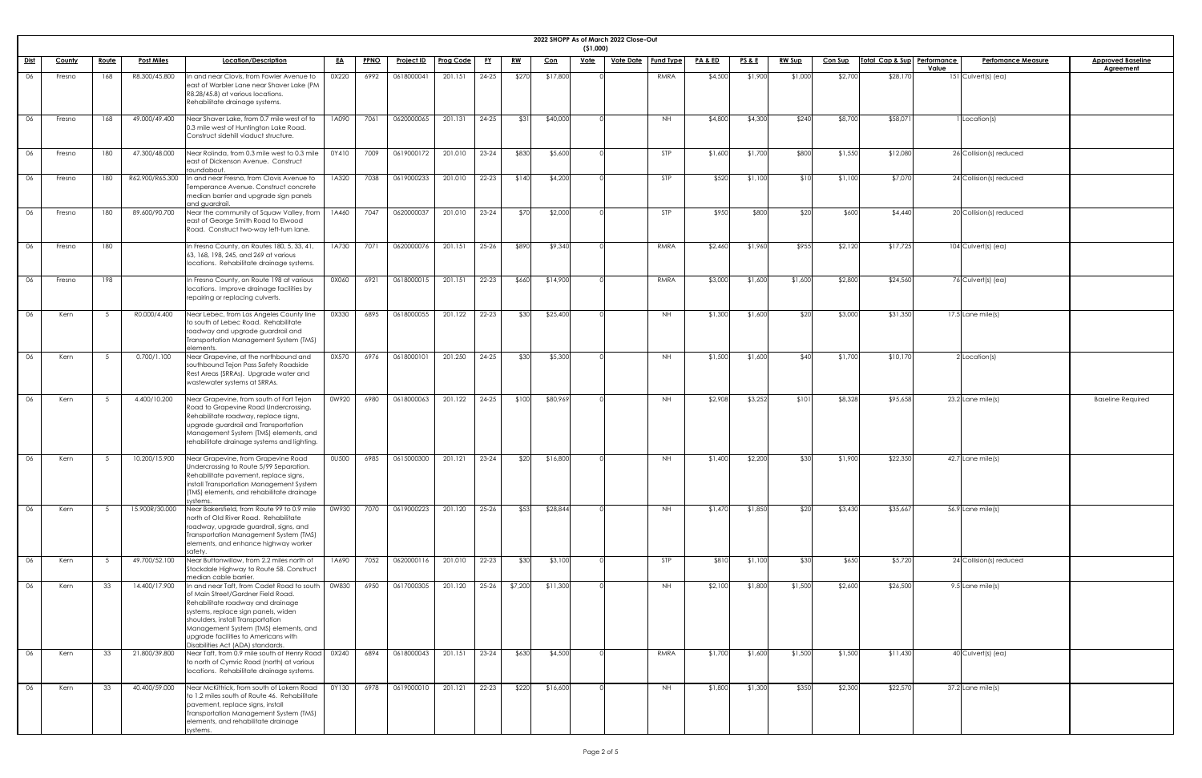# 2022 SHOPP As of March 2022 Close-Out

($1,000)

| Dist | County | Route | Post Miles | Location/Description | EA | PPNO | Project ID | Prog Code | FY | RW | Con | Vote | Vote Date | Fund Type | PA & ED | PS & E | RW Sup | Con Sup | Total Cap & Sup | Performance Value | Perfomance Measure | Approved Baseline Agreement |
|---|---|---|---|---|---|---|---|---|---|---|---|---|---|---|---|---|---|---|---|---|---|---|
| 06 | Fresno | 168 | R8.300/45.800 | In and near Clovis, from Fowler Avenue to east of Warbler Lane near Shaver Lake (PM R8.28/45.8) at various locations. Rehabilitate drainage systems. | 0X220 | 6992 | 0618000041 | 201.151 | 24-25 | $270 | $17,800 | 0 | | RMRA | $4,500 | $1,900 | $1,000 | $2,700 | $28,170 | 151 | Culvert(s) (ea) | |
| 06 | Fresno | 168 | 49.000/49.400 | Near Shaver Lake, from 0.7 mile west of to 0.3 mile west of Huntington Lake Road. Construct sidehill viaduct structure. | 1A090 | 7061 | 0620000065 | 201.131 | 24-25 | $31 | $40,000 | 0 | | NH | $4,800 | $4,300 | $240 | $8,700 | $58,071 | 1 | Location(s) | |
| 06 | Fresno | 180 | 47.300/48.000 | Near Rolinda, from 0.3 mile west to 0.3 mile east of Dickenson Avenue. Construct roundabout. | 0Y410 | 7009 | 0619000172 | 201.010 | 23-24 | $830 | $5,600 | 0 | | STP | $1,600 | $1,700 | $800 | $1,550 | $12,080 | 26 | Collision(s) reduced | |
| 06 | Fresno | 180 | R62.900/R65.300 | In and near Fresno, from Clovis Avenue to Temperance Avenue. Construct concrete median barrier and upgrade sign panels and guardrail. | 1A320 | 7038 | 0619000233 | 201.010 | 22-23 | $140 | $4,200 | 0 | | STP | $520 | $1,100 | $10 | $1,100 | $7,070 | 24 | Collision(s) reduced | |
| 06 | Fresno | 180 | 89.600/90.700 | Near the community of Squaw Valley, from east of George Smith Road to Elwood Road. Construct two-way left-turn lane. | 1A460 | 7047 | 0620000037 | 201.010 | 23-24 | $70 | $2,000 | 0 | | STP | $950 | $800 | $20 | $600 | $4,440 | 20 | Collision(s) reduced | |
| 06 | Fresno | 180 | | In Fresno County, on Routes 180, 5, 33, 41, 63, 168, 198, 245, and 269 at various locations. Rehabilitate drainage systems. | 1A730 | 7071 | 0620000076 | 201.151 | 25-26 | $890 | $9,340 | 0 | | RMRA | $2,460 | $1,960 | $955 | $2,120 | $17,725 | 104 | Culvert(s) (ea) | |
| 06 | Fresno | 198 | | In Fresno County, on Route 198 at various locations. Improve drainage facilities by repairing or replacing culverts. | 0X060 | 6921 | 0618000015 | 201.151 | 22-23 | $660 | $14,900 | 0 | | RMRA | $3,000 | $1,600 | $1,600 | $2,800 | $24,560 | 76 | Culvert(s) (ea) | |
| 06 | Kern | 5 | R0.000/4.400 | Near Lebec, from Los Angeles County line to south of Lebec Road. Rehabilitate roadway and upgrade guardrail and Transportation Management System (TMS) elements. | 0X330 | 6895 | 0618000055 | 201.122 | 22-23 | $30 | $25,400 | 0 | | NH | $1,300 | $1,600 | $20 | $3,000 | $31,350 | 17.5 | Lane mile(s) | |
| 06 | Kern | 5 | 0.700/1.100 | Near Grapevine, at the northbound and southbound Tejon Pass Safety Roadside Rest Areas (SRRAs). Upgrade water and wastewater systems at SRRAs. | 0X570 | 6976 | 0618000101 | 201.250 | 24-25 | $30 | $5,300 | 0 | | NH | $1,500 | $1,600 | $40 | $1,700 | $10,170 | 2 | Location(s) | |
| 06 | Kern | 5 | 4.400/10.200 | Near Grapevine, from south of Fort Tejon Road to Grapevine Road Undercrossing. Rehabilitate roadway, replace signs, upgrade guardrail and Transportation Management System (TMS) elements, and rehabilitate drainage systems and lighting. | 0W920 | 6980 | 0618000063 | 201.122 | 24-25 | $100 | $80,969 | 0 | | NH | $2,908 | $3,252 | $101 | $8,328 | $95,658 | 23.2 | Lane mile(s) | Baseline Required |
| 06 | Kern | 5 | 10.200/15.900 | Near Grapevine, from Grapevine Road Undercrossing to Route 5/99 Separation. Rehabilitate pavement, replace signs, install Transportation Management System (TMS) elements, and rehabilitate drainage systems. | 0U500 | 6985 | 0615000300 | 201.121 | 23-24 | $20 | $16,800 | 0 | | NH | $1,400 | $2,200 | $30 | $1,900 | $22,350 | 42.7 | Lane mile(s) | |
| 06 | Kern | 5 | 15.900R/30.000 | Near Bakersfield, from Route 99 to 0.9 mile north of Old River Road. Rehabilitate roadway, upgrade guardrail, signs, and Transportation Management System (TMS) elements, and enhance highway worker safety. | 0W930 | 7070 | 0619000223 | 201.120 | 25-26 | $53 | $28,844 | 0 | | NH | $1,470 | $1,850 | $20 | $3,430 | $35,667 | 56.9 | Lane mile(s) | |
| 06 | Kern | 5 | 49.700/52.100 | Near Buttonwillow, from 2.2 miles north of Stockdale Highway to Route 58. Construct median cable barrier. | 1A690 | 7052 | 0620000116 | 201.010 | 22-23 | $30 | $3,100 | 0 | | STP | $810 | $1,100 | $30 | $650 | $5,720 | 24 | Collision(s) reduced | |
| 06 | Kern | 33 | 14.400/17.900 | In and near Taft, from Cadet Road to south of Main Street/Gardner Field Road. Rehabilitate roadway and drainage systems, replace sign panels, widen shoulders, install Transportation Management System (TMS) elements, and upgrade facilities to Americans with Disabilities Act (ADA) standards. | 0W830 | 6950 | 0617000305 | 201.120 | 25-26 | $7,200 | $11,300 | 0 | | NH | $2,100 | $1,800 | $1,500 | $2,600 | $26,500 | 9.5 | Lane mile(s) | |
| 06 | Kern | 33 | 21.800/39.800 | Near Taft, from 0.9 mile south of Henry Road to north of Cymric Road (north) at various locations. Rehabilitate drainage systems. | 0X240 | 6894 | 0618000043 | 201.151 | 23-24 | $630 | $4,500 | 0 | | RMRA | $1,700 | $1,600 | $1,500 | $1,500 | $11,430 | 40 | Culvert(s) (ea) | |
| 06 | Kern | 33 | 40.400/59.000 | Near McKittrick, from south of Lokern Road to 1.2 miles south of Route 46. Rehabilitate pavement, replace signs, install Transportation Management System (TMS) elements, and rehabilitate drainage systems. | 0Y130 | 6978 | 0619000010 | 201.121 | 22-23 | $220 | $16,600 | 0 | | NH | $1,800 | $1,300 | $350 | $2,300 | $22,570 | 37.2 | Lane mile(s) | |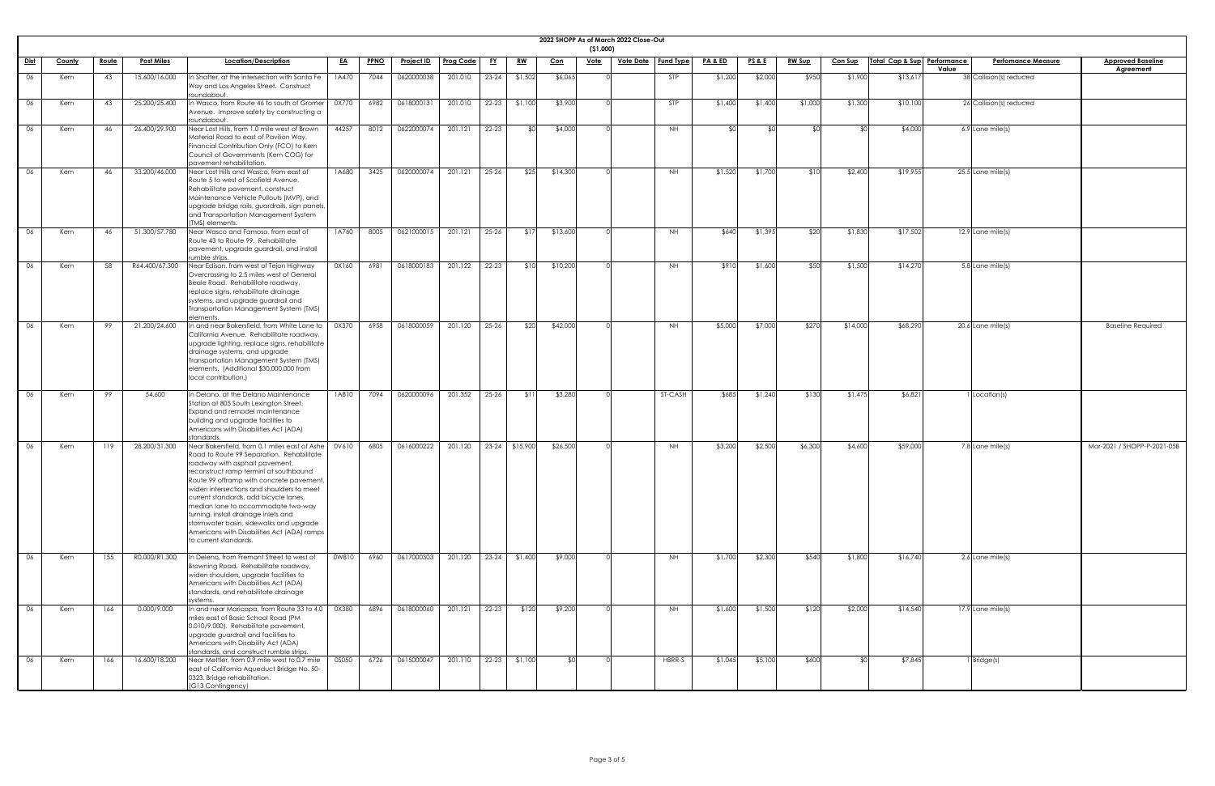## 2022 SHOPP As of March 2022 Close-Out

($1,000)

| Dist | County | Route | Post Miles | Location/Description | EA | PPNO | Project ID | Prog Code | FY | RW | Con | Vote | Vote Date | Fund Type | PA & ED | PS & E | RW Sup | Con Sup | Total Cap & Sup | Performance Value | Perfomance Measure | Approved Baseline Agreement |
|---|---|---|---|---|---|---|---|---|---|---|---|---|---|---|---|---|---|---|---|---|---|---|
| 06 | Kern | 43 | 15.600/16.000 | In Shafter, at the intersection with Santa Fe Way and Los Angeles Street. Construct roundabout. | 1A470 | 7044 | 0620000038 | 201.010 | 23-24 | $1,502 | $6,065 | 0 | | STP | $1,200 | $2,000 | $950 | $1,900 | $13,617 | 38 | Collision(s) reduced | |
| 06 | Kern | 43 | 25.200/25.400 | In Wasco, from Route 46 to south of Gromer Avenue. Improve safety by constructing a roundabout. | 0X770 | 6982 | 0618000131 | 201.010 | 22-23 | $1,100 | $3,900 | 0 | | STP | $1,400 | $1,400 | $1,000 | $1,300 | $10,100 | 26 | Collision(s) reduced | |
| 06 | Kern | 46 | 26.400/29.900 | Near Lost Hills, from 1.0 mile west of Brown Material Road to east of Pavilion Way. Financial Contribution Only (FCO) to Kern Council of Governments (Kern COG) for pavement rehabilitation. | 44257 | 8012 | 0622000074 | 201.121 | 22-23 | $0 | $4,000 | 0 | | NH | $0 | $0 | $0 | $0 | $4,000 | 6.9 | Lane mile(s) | |
| 06 | Kern | 46 | 33.200/46.000 | Near Lost Hills and Wasco, from east of Route 5 to west of Scofield Avenue. Rehabilitate pavement, construct Maintenance Vehicle Pullouts (MVP), and upgrade bridge rails, guardrails, sign panels, and Transportation Management System (TMS) elements. | 1A680 | 3425 | 0620000074 | 201.121 | 25-26 | $25 | $14,300 | 0 | | NH | $1,520 | $1,700 | $10 | $2,400 | $19,955 | 25.5 | Lane mile(s) | |
| 06 | Kern | 46 | 51.300/57.780 | Near Wasco and Famoso, from east of Route 43 to Route 99. Rehabilitate pavement, upgrade guardrail, and install rumble strips. | 1A760 | 8005 | 0621000015 | 201.121 | 25-26 | $17 | $13,600 | 0 | | NH | $640 | $1,395 | $20 | $1,830 | $17,502 | 12.9 | Lane mile(s) | |
| 06 | Kern | 58 | R64.400/67.300 | Near Edison, from west of Tejon Highway Overcrossing to 2.5 miles west of General Beale Road. Rehabilitate roadway, replace signs, rehabilitate drainage systems, and upgrade guardrail and Transportation Management System (TMS) elements. | 0X160 | 6981 | 0618000183 | 201.122 | 22-23 | $10 | $10,200 | 0 | | NH | $910 | $1,600 | $50 | $1,500 | $14,270 | 5.8 | Lane mile(s) | |
| 06 | Kern | 99 | 21.200/24.600 | In and near Bakersfield, from White Lane to California Avenue. Rehabilitate roadway, upgrade lighting, replace signs, rehabilitate drainage systems, and upgrade Transportation Management System (TMS) elements. (Additional $30,000,000 from local contribution.) | 0X370 | 6958 | 0618000059 | 201.120 | 25-26 | $20 | $42,000 | 0 | | NH | $5,000 | $7,000 | $270 | $14,000 | $68,290 | 20.6 | Lane mile(s) | Baseline Required |
| 06 | Kern | 99 | 54.600 | In Delano, at the Delano Maintenance Station at 805 South Lexington Street. Expand and remodel maintenance building and upgrade facilities to Americans with Disabilities Act (ADA) standards. | 1A810 | 7094 | 0620000096 | 201.352 | 25-26 | $11 | $3,280 | 0 | | ST-CASH | $685 | $1,240 | $130 | $1,475 | $6,821 | 1 | Location(s) | |
| 06 | Kern | 119 | 28.200/31.300 | Near Bakersfield, from 0.1 miles east of Ashe Road to Route 99 Separation. Rehabilitate roadway with asphalt pavement, reconstruct ramp termini at southbound Route 99 offramp with concrete pavement, widen intersections and shoulders to meet current standards, add bicycle lanes, median lane to accommodate two-way turning, install drainage inlets and stormwater basin, sidewalks and upgrade Americans with Disabilities Act (ADA) ramps to current standards. | 0V610 | 6805 | 0616000222 | 201.120 | 23-24 | $15,900 | $26,500 | 0 | | NH | $3,200 | $2,500 | $6,300 | $4,600 | $59,000 | 7.8 | Lane mile(s) | Mar-2021 / SHOPP-P-2021-05B |
| 06 | Kern | 155 | R0.000/R1.300 | In Deleno, from Fremont Street to west of Browning Road. Rehabilitate roadway, widen shoulders, upgrade facilities to Americans with Disabilities Act (ADA) standards, and rehabilitate drainage systems. | 0W810 | 6960 | 0617000303 | 201.120 | 23-24 | $1,400 | $9,000 | 0 | | NH | $1,700 | $2,300 | $540 | $1,800 | $16,740 | 2.6 | Lane mile(s) | |
| 06 | Kern | 166 | 0.000/9.000 | In and near Maricopa, from Route 33 to 4.0 miles east of Basic School Road (PM 0.010/9.000). Rehabilitate pavement, upgrade guardrail and facilities to Americans with Disability Act (ADA) standards and construct rumble strips. | 0X380 | 6896 | 0618000060 | 201.121 | 22-23 | $120 | $9,200 | 0 | | NH | $1,600 | $1,500 | $120 | $2,000 | $14,540 | 17.9 | Lane mile(s) | |
| 06 | Kern | 166 | 16.600/18.200 | Near Mettler, from 0.9 mile west to 0.7 mile east of California Aqueduct Bridge No. 50-0323. Bridge rehabilitation. (G13 Contingency) | 0S050 | 6726 | 0615000047 | 201.110 | 22-23 | $1,100 | $0 | 0 | | HBRR-S | $1,045 | $5,100 | $600 | $0 | $7,845 | 1 | Bridge(s) | |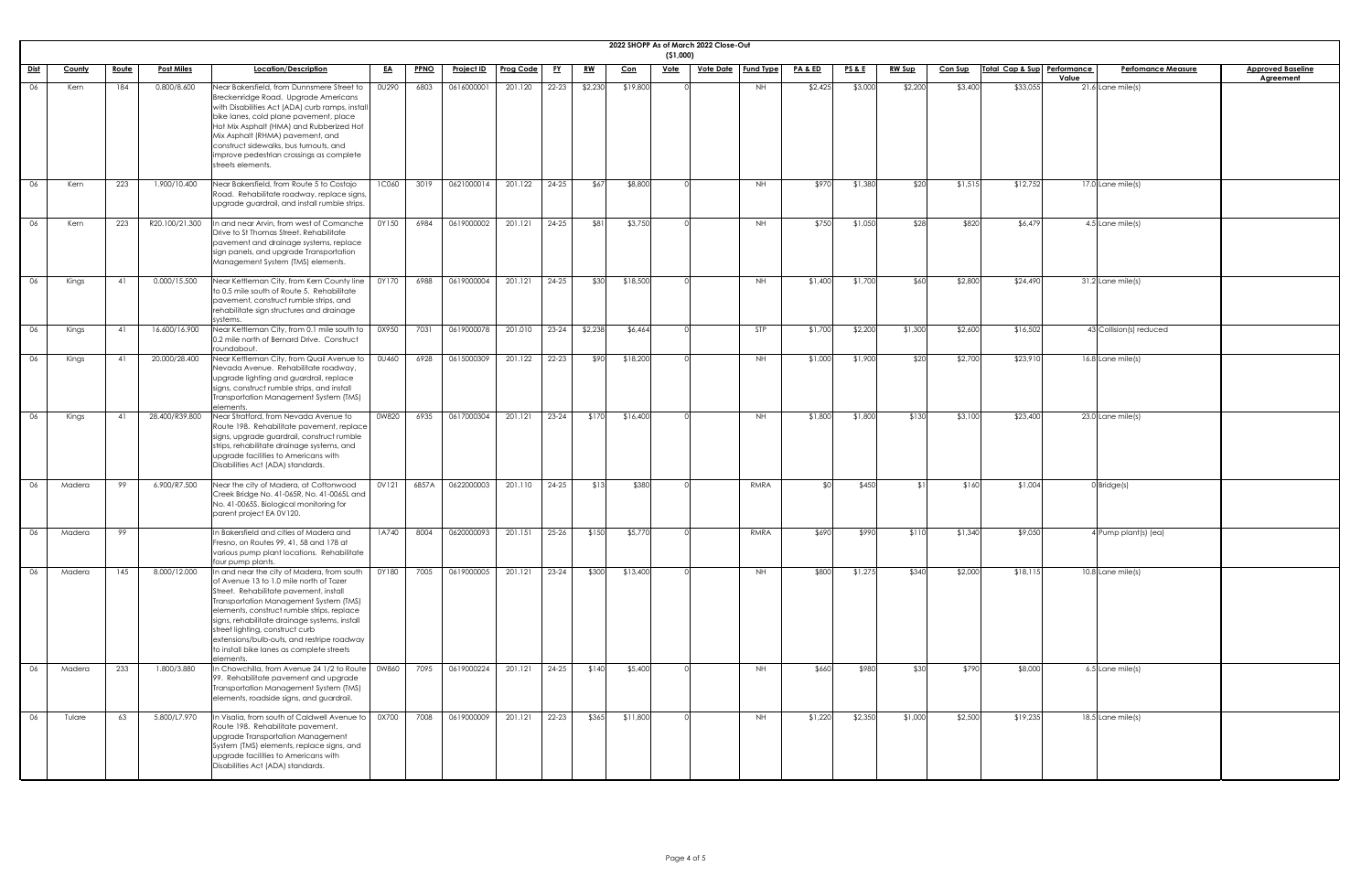# 2022 SHOPP As of March 2022 Close-Out

($1,000)

| Dist | County | Route | Post Miles | Location/Description | EA | PPNO | Project ID | Prog Code | FY | RW | Con | Vote | Vote Date | Fund Type | PA & ED | PS & E | RW Sup | Con Sup | Total Cap & Sup | Performance Value | Perfomance Measure | Approved Baseline Agreement |
|---|---|---|---|---|---|---|---|---|---|---|---|---|---|---|---|---|---|---|---|---|---|---|
| 06 | Kern | 184 | 0.800/8.600 | Near Bakersfield, from Dunnsmere Street to Breckenridge Road. Upgrade Americans with Disabilities Act (ADA) curb ramps, install bike lanes, cold plane pavement, place Hot Mix Asphalt (HMA) and Rubberized Hot Mix Asphalt (RHMA) pavement, and construct sidewalks, bus turnouts, and improve pedestrian crossings as complete streets elements. | 0U290 | 6803 | 0616000001 | 201.120 | 22-23 | $2,230 | $19,800 | 0 | | NH | $2,425 | $3,000 | $2,200 | $3,400 | $33,055 | 21.6 | Lane mile(s) | |
| 06 | Kern | 223 | 1.900/10.400 | Near Bakersfield, from Route 5 to Costajo Road. Rehabilitate roadway, replace signs, upgrade guardrail, and install rumble strips. | 1C060 | 3019 | 0621000014 | 201.122 | 24-25 | $67 | $8,800 | 0 | | NH | $970 | $1,380 | $20 | $1,515 | $12,752 | 17.0 | Lane mile(s) | |
| 06 | Kern | 223 | R20.100/21.300 | In and near Arvin, from west of Comanche Drive to St Thomas Street. Rehabilitate pavement and drainage systems, replace sign panels, and upgrade Transportation Management System (TMS) elements. | 0Y150 | 6984 | 0619000002 | 201.121 | 24-25 | $81 | $3,750 | 0 | | NH | $750 | $1,050 | $28 | $820 | $6,479 | 4.5 | Lane mile(s) | |
| 06 | Kings | 41 | 0.000/15.500 | Near Kettleman City, from Kern County line to 0.5 mile south of Route 5. Rehabilitate pavement, construct rumble strips, and rehabilitate sign structures and drainage systems. | 0Y170 | 6988 | 0619000004 | 201.121 | 24-25 | $30 | $18,500 | 0 | | NH | $1,400 | $1,700 | $60 | $2,800 | $24,490 | 31.2 | Lane mile(s) | |
| 06 | Kings | 41 | 16.600/16.900 | Near Kettleman City, from 0.1 mile south to 0.2 mile north of Bernard Drive. Construct roundabout. | 0X950 | 7031 | 0619000078 | 201.010 | 23-24 | $2,238 | $6,464 | 0 | | STP | $1,700 | $2,200 | $1,300 | $2,600 | $16,502 | 43 | Collision(s) reduced | |
| 06 | Kings | 41 | 20.000/28.400 | Near Kettleman City, from Quail Avenue to Nevada Avenue. Rehabilitate roadway, upgrade lighting and guardrail, replace signs, construct rumble strips, and install Transportation Management System (TMS) elements. | 0U460 | 6928 | 0615000309 | 201.122 | 22-23 | $90 | $18,200 | 0 | | NH | $1,000 | $1,900 | $20 | $2,700 | $23,910 | 16.8 | Lane mile(s) | |
| 06 | Kings | 41 | 28.400/R39.800 | Near Stratford, from Nevada Avenue to Route 198. Rehabilitate pavement, replace signs, upgrade guardrail, construct rumble strips, rehabilitate drainage systems, and upgrade facilities to Americans with Disabilities Act (ADA) standards. | 0W820 | 6935 | 0617000304 | 201.121 | 23-24 | $170 | $16,400 | 0 | | NH | $1,800 | $1,800 | $130 | $3,100 | $23,400 | 23.0 | Lane mile(s) | |
| 06 | Madera | 99 | 6.900/R7.500 | Near the city of Madera, at Cottonwood Creek Bridge No. 41-065R, No. 41-0065L and No. 41-0065S. Biological monitoring for parent project EA 0V120. | 0V121 | 6857A | 0622000003 | 201.110 | 24-25 | $13 | $380 | 0 | | RMRA | $0 | $450 | $1 | $160 | $1,004 | 0 | Bridge(s) | |
| 06 | Madera | 99 | | In Bakersfield and cities of Madera and Fresno, on Routes 99, 41, 58 and 178 at various pump plant locations. Rehabilitate four pump plants. | 1A740 | 8004 | 0620000093 | 201.151 | 25-26 | $150 | $5,770 | 0 | | RMRA | $690 | $990 | $110 | $1,340 | $9,050 | 4 | Pump plant(s) (ea) | |
| 06 | Madera | 145 | 8.000/12.000 | In and near the city of Madera, from south of Avenue 13 to 1.0 mile north of Tozer Street. Rehabilitate pavement, install Transportation Management System (TMS) elements, construct rumble strips, replace signs, rehabilitate drainage systems, install street lighting, construct curb extensions/bulb-outs, and restripe roadway to install bike lanes as complete streets elements. | 0Y180 | 7005 | 0619000005 | 201.121 | 23-24 | $300 | $13,400 | 0 | | NH | $800 | $1,275 | $340 | $2,000 | $18,115 | 10.8 | Lane mile(s) | |
| 06 | Madera | 233 | 1.800/3.880 | In Chowchilla, from Avenue 24 1/2 to Route 99. Rehabilitate pavement and upgrade Transportation Management System (TMS) elements, roadside signs, and guardrail. | 0W860 | 7095 | 0619000224 | 201.121 | 24-25 | $140 | $5,400 | 0 | | NH | $660 | $980 | $30 | $790 | $8,000 | 6.5 | Lane mile(s) | |
| 06 | Tulare | 63 | 5.800/L7.970 | In Visalia, from south of Caldwell Avenue to Route 198. Rehabilitate pavement, upgrade Transportation Management System (TMS) elements, replace signs, and upgrade facilities to Americans with Disabilities Act (ADA) standards. | 0X700 | 7008 | 0619000009 | 201.121 | 22-23 | $365 | $11,800 | 0 | | NH | $1,220 | $2,350 | $1,000 | $2,500 | $19,235 | 18.5 | Lane mile(s) | |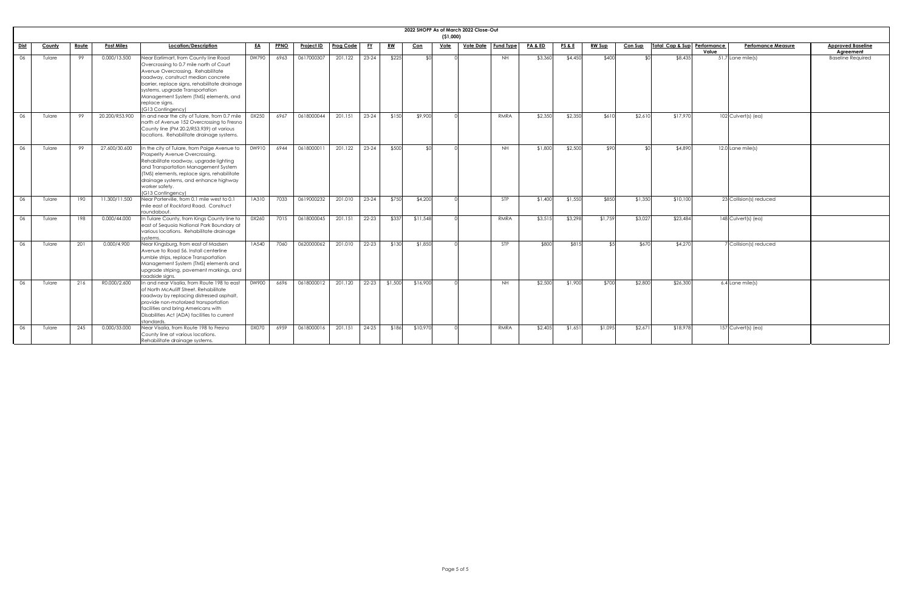# 2022 SHOPP As of March 2022 Close-Out

($1,000)

| Dist | County | Route | Post Miles | Location/Description | EA | PPNO | Project ID | Prog Code | FY | RW | Con | Vote | Vote Date | Fund Type | PA & ED | PS & E | RW Sup | Con Sup | Total Cap & Sup | Performance Value | Perfomance Measure | Approved Baseline Agreement |
|---|---|---|---|---|---|---|---|---|---|---|---|---|---|---|---|---|---|---|---|---|---|---|
| 06 | Tulare | 99 | 0.000/13.500 | Near Earlimart, from County line Road Overcrossing to 0.7 mile north of Court Avenue Overcrossing. Rehabilitate roadway, construct median concrete barrier, replace signs, rehabilitate drainage systems, upgrade Transportation Management System (TMS) elements, and replace signs. (G13 Contingency) | 0W790 | 6963 | 0617000307 | 201.122 | 23-24 | $225 | $0 | 0 | | NH | $3,360 | $4,450 | $400 | $0 | $8,435 | 51.7 | Lane mile(s) | Baseline Required |
| 06 | Tulare | 99 | 20.200/R53.900 | In and near the city of Tulare, from 0.7 mile north of Avenue 152 Overcrossing to Fresno County line (PM 20.2/R53.939) at various locations. Rehabilitate drainage systems. | 0X250 | 6967 | 0618000044 | 201.151 | 23-24 | $150 | $9,900 | 0 | | RMRA | $2,350 | $2,350 | $610 | $2,610 | $17,970 | 102 | Culvert(s) (ea) | |
| 06 | Tulare | 99 | 27.600/30.600 | In the city of Tulare, from Paige Avenue to Prosperity Avenue Overcrossing. Rehabilitate roadway, upgrade lighting and Transportation Management System (TMS) elements, replace signs, rehabilitate drainage systems, and enhance highway worker safety. (G13 Contingency) | 0W910 | 6944 | 0618000011 | 201.122 | 23-24 | $500 | $0 | 0 | | NH | $1,800 | $2,500 | $90 | $0 | $4,890 | 12.0 | Lane mile(s) | |
| 06 | Tulare | 190 | 11.300/11.500 | Near Porterville, from 0.1 mile west to 0.1 mile east of Rockford Road. Construct roundabout. | 1A310 | 7033 | 0619000232 | 201.010 | 23-24 | $750 | $4,200 | 0 | | STP | $1,400 | $1,550 | $850 | $1,350 | $10,100 | 23 | Collision(s) reduced | |
| 06 | Tulare | 198 | 0.000/44.000 | In Tulare County, from Kings County line to east of Sequoia National Park Boundary at various locations. Rehabilitate drainage systems. | 0X260 | 7015 | 0618000045 | 201.151 | 22-23 | $337 | $11,548 | 0 | | RMRA | $3,515 | $3,298 | $1,759 | $3,027 | $23,484 | 148 | Culvert(s) (ea) | |
| 06 | Tulare | 201 | 0.000/4.900 | Near Kingsburg, from east of Madsen Avenue to Road 56. Install centerline rumble strips, replace Transportation Management System (TMS) elements and upgrade striping, pavement markings, and roadside signs. | 1A540 | 7060 | 0620000062 | 201.010 | 22-23 | $130 | $1,850 | 0 | | STP | $800 | $815 | $5 | $670 | $4,270 | 7 | Collision(s) reduced | |
| 06 | Tulare | 216 | R0.000/2.600 | In and near Visalia, from Route 198 to east of North McAuliff Street. Rehabilitate roadway by replacing distressed asphalt, provide non-motorized transportation facilities and bring Americans with Disabilities Act (ADA) facilities to current standards. | 0W900 | 6696 | 0618000012 | 201.120 | 22-23 | $1,500 | $16,900 | 0 | | NH | $2,500 | $1,900 | $700 | $2,800 | $26,300 | 6.4 | Lane mile(s) | |
| 06 | Tulare | 245 | 0.000/33.000 | Near Visalia, from Route 198 to Fresno County line at various locations. Rehabilitate drainage systems. | 0X070 | 6959 | 0618000016 | 201.151 | 24-25 | $186 | $10,970 | 0 | | RMRA | $2,405 | $1,651 | $1,095 | $2,671 | $18,978 | 157 | Culvert(s) (ea) | |